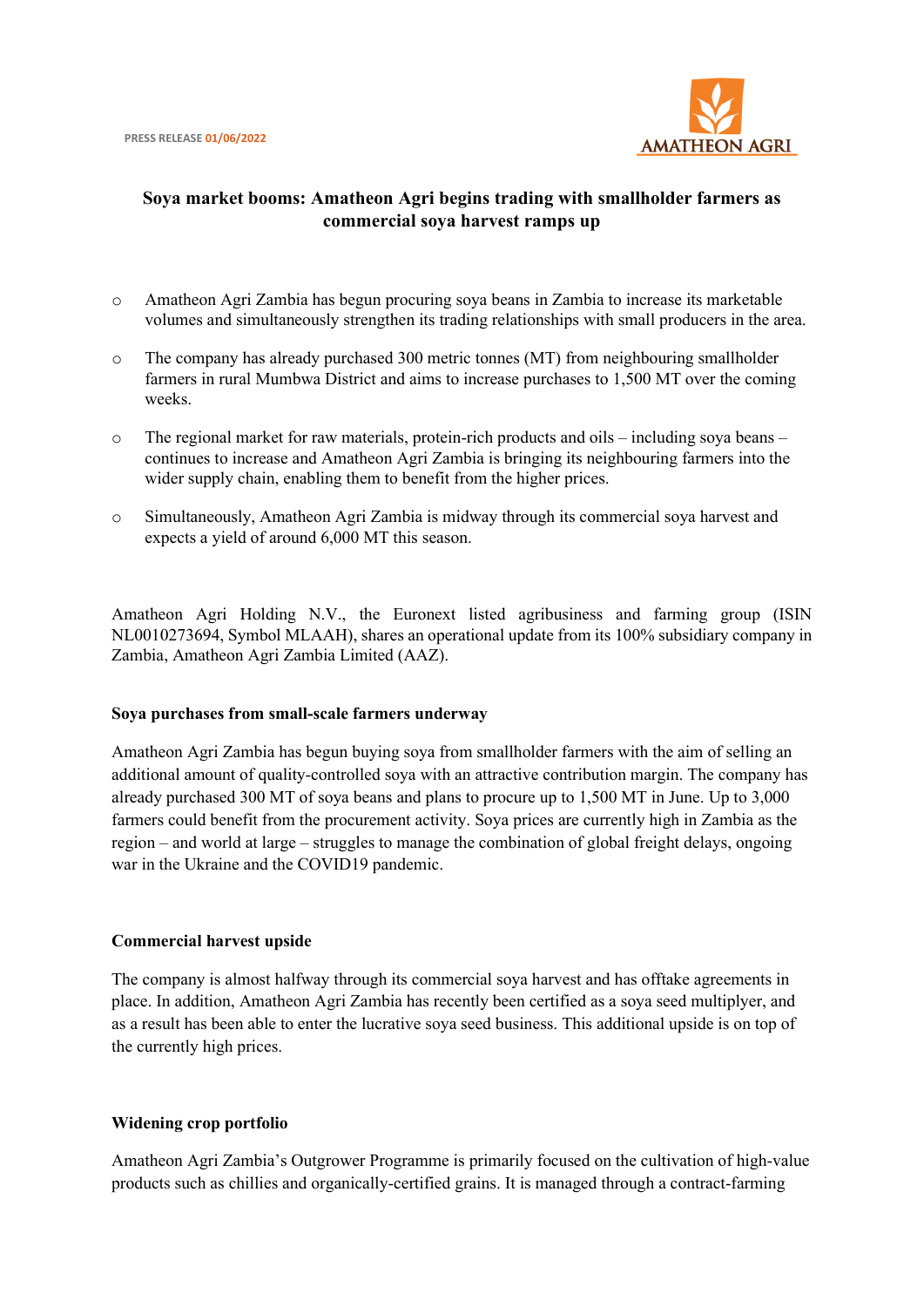PRESS RELEASE **01/06/2022**

AMATHEON AGRI

# Soya market booms: Amatheon Agri begins trading with smallholder farmers as commercial soya harvest ramps up

- Amatheon Agri Zambia has begun procuring soya beans in Zambia to increase its marketable volumes and simultaneously strengthen its trading relationships with small producers in the area.
- The company has already purchased 300 metric tonnes (MT) from neighbouring smallholder farmers in rural Mumbwa District and aims to increase purchases to 1,500 MT over the coming weeks.
- The regional market for raw materials, protein-rich products and oils – including soya beans – continues to increase and Amatheon Agri Zambia is bringing its neighbouring farmers into the wider supply chain, enabling them to benefit from the higher prices.
- Simultaneously, Amatheon Agri Zambia is midway through its commercial soya harvest and expects a yield of around 6,000 MT this season.

Amatheon Agri Holding N.V., the Euronext listed agribusiness and farming group (ISIN NL0010273694, Symbol MLAAH), shares an operational update from its 100% subsidiary company in Zambia, Amatheon Agri Zambia Limited (AAZ).

## Soya purchases from small-scale farmers underway

Amatheon Agri Zambia has begun buying soya from smallholder farmers with the aim of selling an additional amount of quality-controlled soya with an attractive contribution margin. The company has already purchased 300 MT of soya beans and plans to procure up to 1,500 MT in June. Up to 3,000 farmers could benefit from the procurement activity. Soya prices are currently high in Zambia as the region – and world at large – struggles to manage the combination of global freight delays, ongoing war in the Ukraine and the COVID19 pandemic.

## Commercial harvest upside

The company is almost halfway through its commercial soya harvest and has offtake agreements in place. In addition, Amatheon Agri Zambia has recently been certified as a soya seed multiplyer, and as a result has been able to enter the lucrative soya seed business. This additional upside is on top of the currently high prices.

## Widening crop portfolio

Amatheon Agri Zambia's Outgrower Programme is primarily focused on the cultivation of high-value products such as chillies and organically-certified grains. It is managed through a contract-farming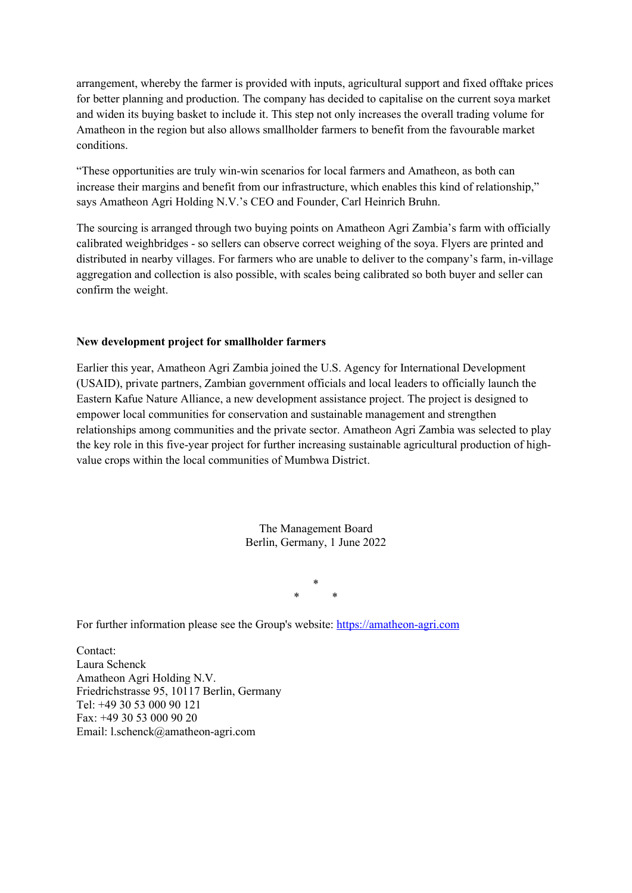arrangement, whereby the farmer is provided with inputs, agricultural support and fixed offtake prices for better planning and production. The company has decided to capitalise on the current soya market and widen its buying basket to include it. This step not only increases the overall trading volume for Amatheon in the region but also allows smallholder farmers to benefit from the favourable market conditions.

"These opportunities are truly win-win scenarios for local farmers and Amatheon, as both can increase their margins and benefit from our infrastructure, which enables this kind of relationship," says Amatheon Agri Holding N.V.'s CEO and Founder, Carl Heinrich Bruhn.

The sourcing is arranged through two buying points on Amatheon Agri Zambia's farm with officially calibrated weighbridges - so sellers can observe correct weighing of the soya. Flyers are printed and distributed in nearby villages. For farmers who are unable to deliver to the company's farm, in-village aggregation and collection is also possible, with scales being calibrated so both buyer and seller can confirm the weight.

**New development project for smallholder farmers**

Earlier this year, Amatheon Agri Zambia joined the U.S. Agency for International Development (USAID), private partners, Zambian government officials and local leaders to officially launch the Eastern Kafue Nature Alliance, a new development assistance project. The project is designed to empower local communities for conservation and sustainable management and strengthen relationships among communities and the private sector. Amatheon Agri Zambia was selected to play the key role in this five-year project for further increasing sustainable agricultural production of high-value crops within the local communities of Mumbwa District.

The Management Board
Berlin, Germany, 1 June 2022

\*
\*　　\*

For further information please see the Group's website: [https://amatheon-agri.com](https://amatheon-agri.com)

Contact:
Laura Schenck
Amatheon Agri Holding N.V.
Friedrichstrasse 95, 10117 Berlin, Germany
Tel: +49 30 53 000 90 121
Fax: +49 30 53 000 90 20
Email: l.schenck@amatheon-agri.com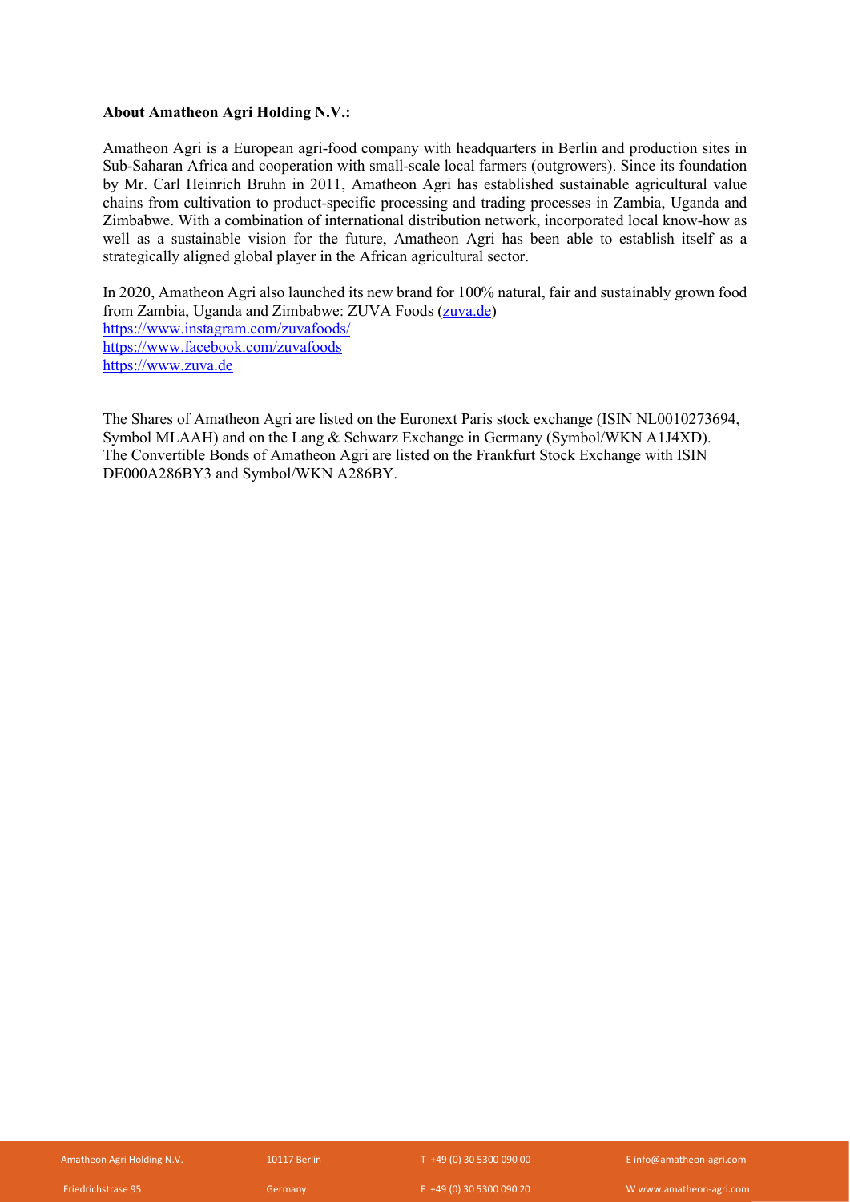**About Amatheon Agri Holding N.V.:**

Amatheon Agri is a European agri-food company with headquarters in Berlin and production sites in Sub-Saharan Africa and cooperation with small-scale local farmers (outgrowers). Since its foundation by Mr. Carl Heinrich Bruhn in 2011, Amatheon Agri has established sustainable agricultural value chains from cultivation to product-specific processing and trading processes in Zambia, Uganda and Zimbabwe. With a combination of international distribution network, incorporated local know-how as well as a sustainable vision for the future, Amatheon Agri has been able to establish itself as a strategically aligned global player in the African agricultural sector.

In 2020, Amatheon Agri also launched its new brand for 100% natural, fair and sustainably grown food from Zambia, Uganda and Zimbabwe: ZUVA Foods ([zuva.de](zuva.de))
[https://www.instagram.com/zuvafoods/](https://www.instagram.com/zuvafoods/)
[https://www.facebook.com/zuvafoods](https://www.facebook.com/zuvafoods)
[https://www.zuva.de](https://www.zuva.de)

The Shares of Amatheon Agri are listed on the Euronext Paris stock exchange (ISIN NL0010273694, Symbol MLAAH) and on the Lang & Schwarz Exchange in Germany (Symbol/WKN A1J4XD).
The Convertible Bonds of Amatheon Agri are listed on the Frankfurt Stock Exchange with ISIN DE000A286BY3 and Symbol/WKN A286BY.